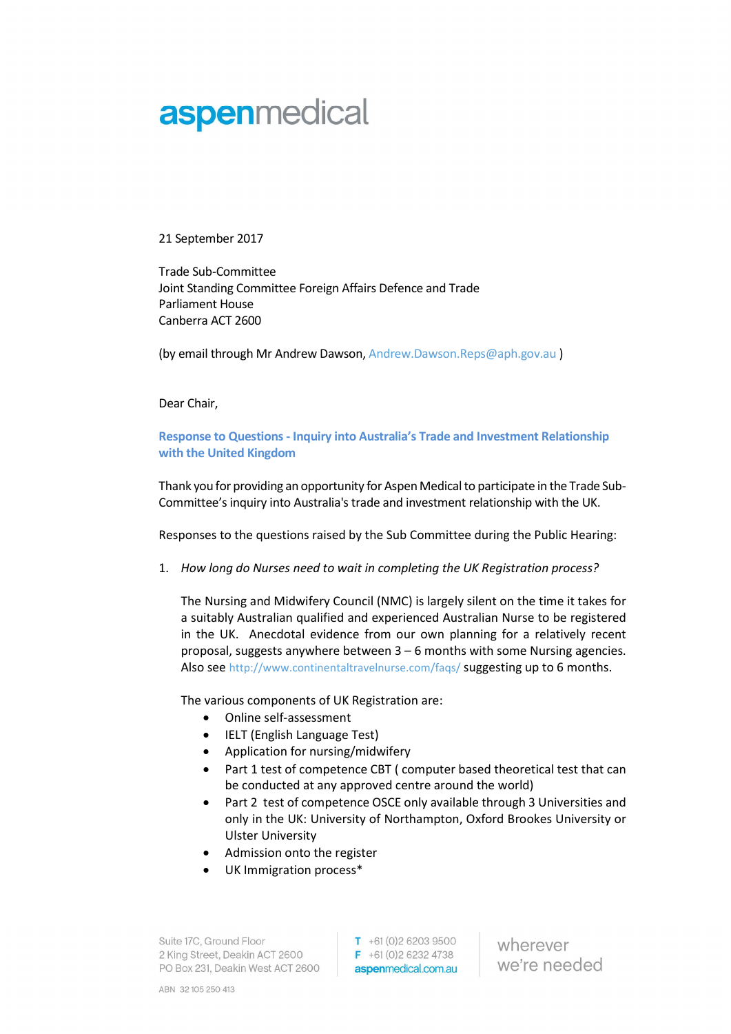aspenmedical

21 September 2017

Trade Sub-Committee
Joint Standing Committee Foreign Affairs Defence and Trade
Parliament House
Canberra ACT 2600

(by email through Mr Andrew Dawson, Andrew.Dawson.Reps@aph.gov.au )

Dear Chair,

**Response to Questions - Inquiry into Australia's Trade and Investment Relationship with the United Kingdom**

Thank you for providing an opportunity for Aspen Medical to participate in the Trade Sub-Committee's inquiry into Australia's trade and investment relationship with the UK.

Responses to the questions raised by the Sub Committee during the Public Hearing:

1. *How long do Nurses need to wait in completing the UK Registration process?*

   The Nursing and Midwifery Council (NMC) is largely silent on the time it takes for a suitably Australian qualified and experienced Australian Nurse to be registered in the UK. Anecdotal evidence from our own planning for a relatively recent proposal, suggests anywhere between 3 – 6 months with some Nursing agencies. Also see http://www.continentaltravelnurse.com/faqs/ suggesting up to 6 months.

   The various components of UK Registration are:

   - Online self-assessment
   - IELT (English Language Test)
   - Application for nursing/midwifery
   - Part 1 test of competence CBT ( computer based theoretical test that can be conducted at any approved centre around the world)
   - Part 2 test of competence OSCE only available through 3 Universities and only in the UK: University of Northampton, Oxford Brookes University or Ulster University
   - Admission onto the register
   - UK Immigration process*

Suite 17C, Ground Floor
2 King Street, Deakin ACT 2600
PO Box 231, Deakin West ACT 2600

T +61 (0)2 6203 9500
F +61 (0)2 6232 4738
aspenmedical.com.au

wherever we're needed

ABN 32 105 250 413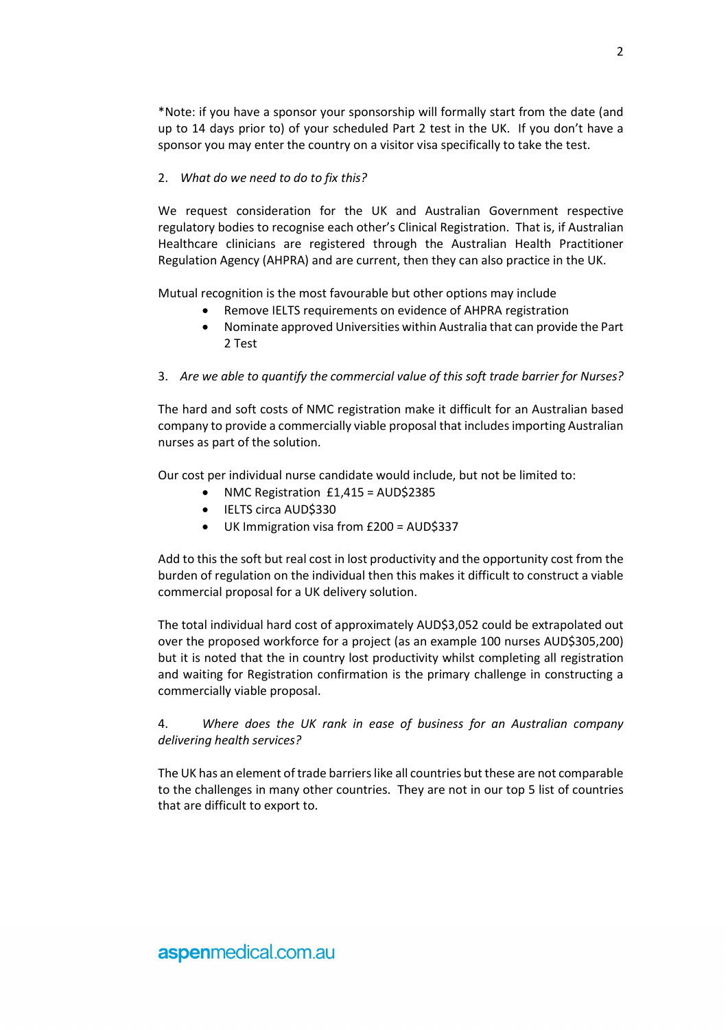*Note: if you have a sponsor your sponsorship will formally start from the date (and up to 14 days prior to) of your scheduled Part 2 test in the UK. If you don't have a sponsor you may enter the country on a visitor visa specifically to take the test.

2. *What do we need to do to fix this?*

We request consideration for the UK and Australian Government respective regulatory bodies to recognise each other's Clinical Registration. That is, if Australian Healthcare clinicians are registered through the Australian Health Practitioner Regulation Agency (AHPRA) and are current, then they can also practice in the UK.

Mutual recognition is the most favourable but other options may include

- Remove IELTS requirements on evidence of AHPRA registration
- Nominate approved Universities within Australia that can provide the Part 2 Test

3. *Are we able to quantify the commercial value of this soft trade barrier for Nurses?*

The hard and soft costs of NMC registration make it difficult for an Australian based company to provide a commercially viable proposal that includes importing Australian nurses as part of the solution.

Our cost per individual nurse candidate would include, but not be limited to:

- NMC Registration £1,415 = AUD$2385
- IELTS circa AUD$330
- UK Immigration visa from £200 = AUD$337

Add to this the soft but real cost in lost productivity and the opportunity cost from the burden of regulation on the individual then this makes it difficult to construct a viable commercial proposal for a UK delivery solution.

The total individual hard cost of approximately AUD$3,052 could be extrapolated out over the proposed workforce for a project (as an example 100 nurses AUD$305,200) but it is noted that the in country lost productivity whilst completing all registration and waiting for Registration confirmation is the primary challenge in constructing a commercially viable proposal.

4. *Where does the UK rank in ease of business for an Australian company delivering health services?*

The UK has an element of trade barriers like all countries but these are not comparable to the challenges in many other countries. They are not in our top 5 list of countries that are difficult to export to.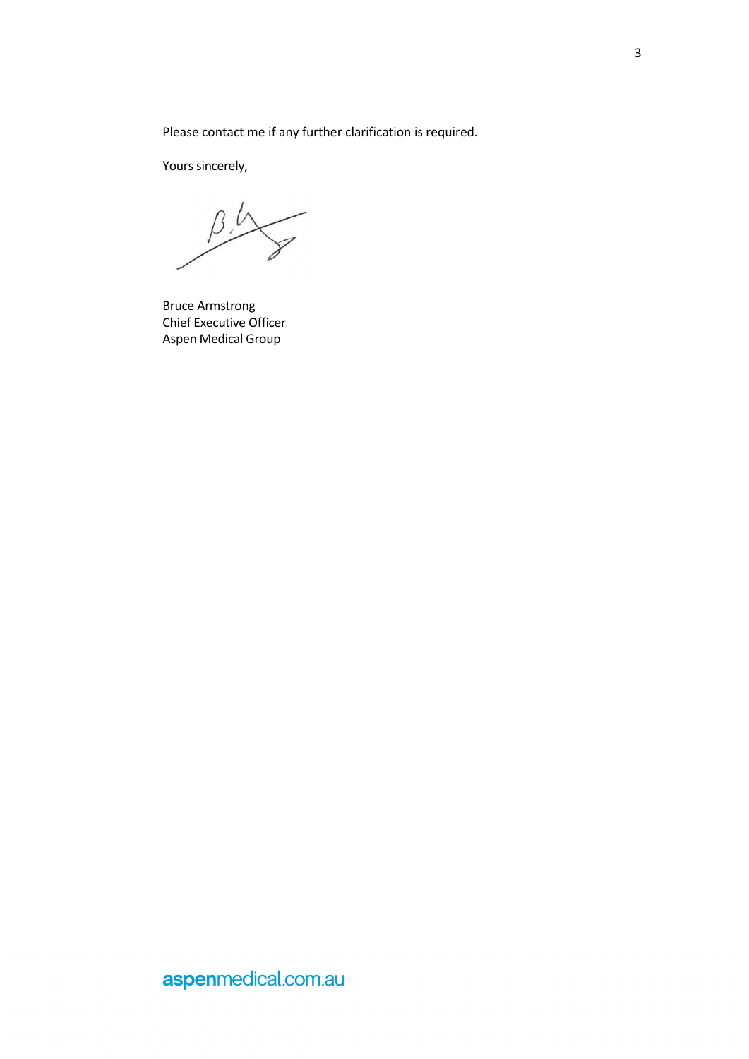Please contact me if any further clarification is required.

Yours sincerely,

Bruce Armstrong
Chief Executive Officer
Aspen Medical Group

aspenmedical.com.au